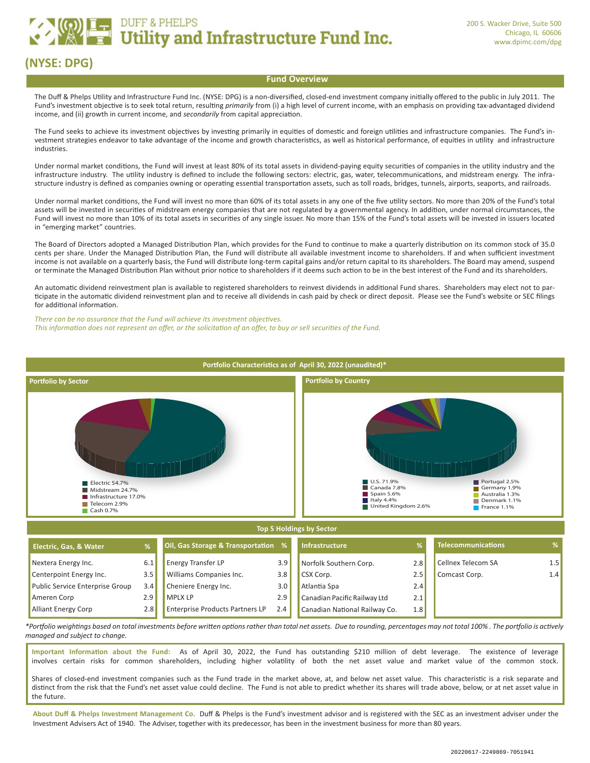# DUFF & PHELPS Utility and Infrastructure Fund Inc.

200 S. Wacker Drive, Suite 500
Chicago, IL 60606
www.dpimc.com/dpg

## (NYSE: DPG)

## Fund Overview

The Duff & Phelps Utility and Infrastructure Fund Inc. (NYSE: DPG) is a non-diversified, closed-end investment company initially offered to the public in July 2011. The Fund's investment objective is to seek total return, resulting *primarily* from (i) a high level of current income, with an emphasis on providing tax-advantaged dividend income, and (ii) growth in current income, and *secondarily* from capital appreciation.

The Fund seeks to achieve its investment objectives by investing primarily in equities of domestic and foreign utilities and infrastructure companies. The Fund's investment strategies endeavor to take advantage of the income and growth characteristics, as well as historical performance, of equities in utility and infrastructure industries.

Under normal market conditions, the Fund will invest at least 80% of its total assets in dividend-paying equity securities of companies in the utility industry and the infrastructure industry. The utility industry is defined to include the following sectors: electric, gas, water, telecommunications, and midstream energy. The infrastructure industry is defined as companies owning or operating essential transportation assets, such as toll roads, bridges, tunnels, airports, seaports, and railroads.

Under normal market conditions, the Fund will invest no more than 60% of its total assets in any one of the five utility sectors. No more than 20% of the Fund's total assets will be invested in securities of midstream energy companies that are not regulated by a governmental agency. In addition, under normal circumstances, the Fund will invest no more than 10% of its total assets in securities of any single issuer. No more than 15% of the Fund's total assets will be invested in issuers located in "emerging market" countries.

The Board of Directors adopted a Managed Distribution Plan, which provides for the Fund to continue to make a quarterly distribution on its common stock of 35.0 cents per share. Under the Managed Distribution Plan, the Fund will distribute all available investment income to shareholders. If and when sufficient investment income is not available on a quarterly basis, the Fund will distribute long-term capital gains and/or return capital to its shareholders. The Board may amend, suspend or terminate the Managed Distribution Plan without prior notice to shareholders if it deems such action to be in the best interest of the Fund and its shareholders.

An automatic dividend reinvestment plan is available to registered shareholders to reinvest dividends in additional Fund shares. Shareholders may elect not to participate in the automatic dividend reinvestment plan and to receive all dividends in cash paid by check or direct deposit. Please see the Fund's website or SEC filings for additional information.

*There can be no assurance that the Fund will achieve its investment objectives.*
*This information does not represent an offer, or the solicitation of an offer, to buy or sell securities of the Fund.*

## Portfolio Characteristics as of April 30, 2022 (unaudited)*

### Portfolio by Sector

- Electric 54.7%
- Midstream 24.7%
- Infrastructure 17.0%
- Telecom 2.9%
- Cash 0.7%

### Portfolio by Country

- U.S. 71.9%
- Canada 7.8%
- Spain 5.6%
- Italy 4.4%
- United Kingdom 2.6%
- Portugal 2.5%
- Germany 1.9%
- Australia 1.3%
- Denmark 1.1%
- France 1.1%

### Top 5 Holdings by Sector

| Electric, Gas, & Water | % |
|---|---|
| Nextera Energy Inc. | 6.1 |
| Centerpoint Energy Inc. | 3.5 |
| Public Service Enterprise Group | 3.4 |
| Ameren Corp | 2.9 |
| Alliant Energy Corp | 2.8 |

| Oil, Gas Storage & Transportation | % |
|---|---|
| Energy Transfer LP | 3.9 |
| Williams Companies Inc. | 3.8 |
| Cheniere Energy Inc. | 3.0 |
| MPLX LP | 2.9 |
| Enterprise Products Partners LP | 2.4 |

| Infrastructure | % |
|---|---|
| Norfolk Southern Corp. | 2.8 |
| CSX Corp. | 2.5 |
| Atlantia Spa | 2.4 |
| Canadian Pacific Railway Ltd | 2.1 |
| Canadian National Railway Co. | 1.8 |

| Telecommunications | % |
|---|---|
| Cellnex Telecom SA | 1.5 |
| Comcast Corp. | 1.4 |

*\*Portfolio weightings based on total investments before written options rather than total net assets. Due to rounding, percentages may not total 100% . The portfolio is actively managed and subject to change.*

**Important Information about the Fund:** As of April 30, 2022, the Fund has outstanding $210 million of debt leverage. The existence of leverage involves certain risks for common shareholders, including higher volatility of both the net asset value and market value of the common stock.

Shares of closed-end investment companies such as the Fund trade in the market above, at, and below net asset value. This characteristic is a risk separate and distinct from the risk that the Fund's net asset value could decline. The Fund is not able to predict whether its shares will trade above, below, or at net asset value in the future.

**About Duff & Phelps Investment Management Co.** Duff & Phelps is the Fund's investment advisor and is registered with the SEC as an investment adviser under the Investment Advisers Act of 1940. The Adviser, together with its predecessor, has been in the investment business for more than 80 years.

20220617-2249869-7051941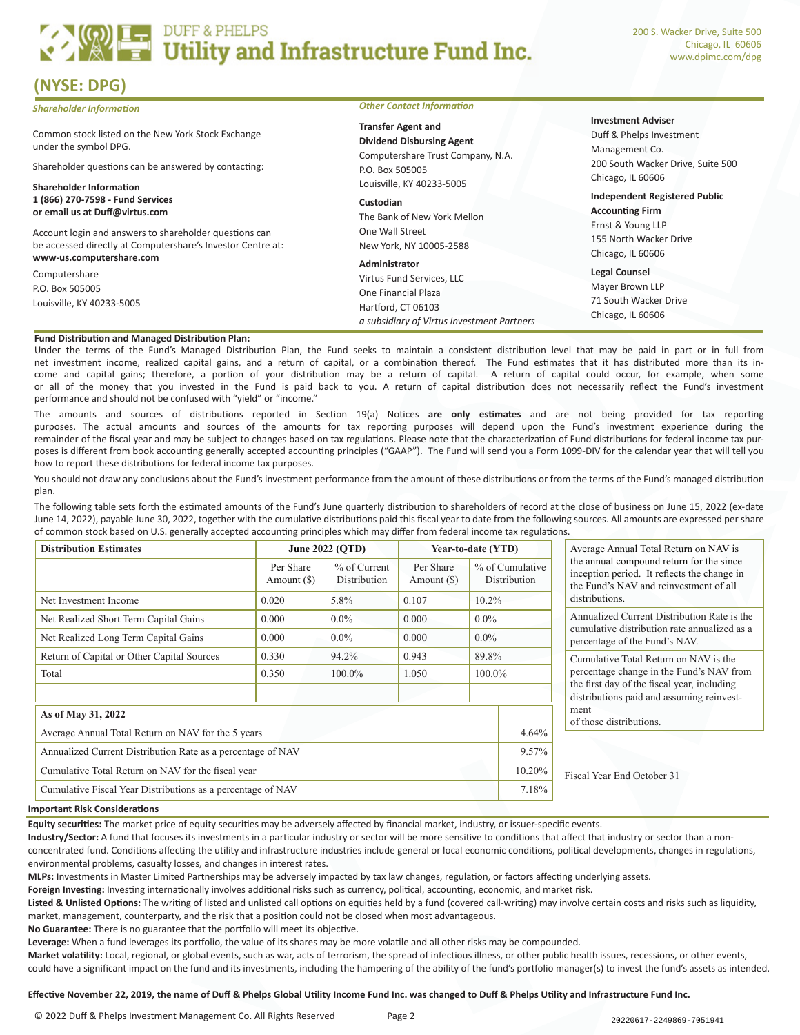# DUFF & PHELPS Utility and Infrastructure Fund Inc.

200 S. Wacker Drive, Suite 500
Chicago, IL 60606
www.dpimc.com/dpg

## (NYSE: DPG)

*Shareholder Information*

Common stock listed on the New York Stock Exchange under the symbol DPG.

Shareholder questions can be answered by contacting:

**Shareholder Information**
**1 (866) 270-7598 - Fund Services**
**or email us at Duff@virtus.com**

Account login and answers to shareholder questions can be accessed directly at Computershare's Investor Centre at: **www-us.computershare.com**

Computershare
P.O. Box 505005
Louisville, KY 40233-5005

*Other Contact Information*

**Transfer Agent and Dividend Disbursing Agent**
Computershare Trust Company, N.A.
P.O. Box 505005
Louisville, KY 40233-5005

**Custodian**
The Bank of New York Mellon
One Wall Street
New York, NY 10005-2588

**Administrator**
Virtus Fund Services, LLC
One Financial Plaza
Hartford, CT 06103
*a subsidiary of Virtus Investment Partners*

**Investment Adviser**
Duff & Phelps Investment Management Co.
200 South Wacker Drive, Suite 500
Chicago, IL 60606

**Independent Registered Public Accounting Firm**
Ernst & Young LLP
155 North Wacker Drive
Chicago, IL 60606

**Legal Counsel**
Mayer Brown LLP
71 South Wacker Drive
Chicago, IL 60606

**Fund Distribution and Managed Distribution Plan:**

Under the terms of the Fund's Managed Distribution Plan, the Fund seeks to maintain a consistent distribution level that may be paid in part or in full from net investment income, realized capital gains, and a return of capital, or a combination thereof. The Fund estimates that it has distributed more than its income and capital gains; therefore, a portion of your distribution may be a return of capital. A return of capital could occur, for example, when some or all of the money that you invested in the Fund is paid back to you. A return of capital distribution does not necessarily reflect the Fund's investment performance and should not be confused with "yield" or "income."

The amounts and sources of distributions reported in Section 19(a) Notices **are only estimates** and are not being provided for tax reporting purposes. The actual amounts and sources of the amounts for tax reporting purposes will depend upon the Fund's investment experience during the remainder of the fiscal year and may be subject to changes based on tax regulations. Please note that the characterization of Fund distributions for federal income tax purposes is different from book accounting generally accepted accounting principles ("GAAP"). The Fund will send you a Form 1099-DIV for the calendar year that will tell you how to report these distributions for federal income tax purposes.

You should not draw any conclusions about the Fund's investment performance from the amount of these distributions or from the terms of the Fund's managed distribution plan.

The following table sets forth the estimated amounts of the Fund's June quarterly distribution to shareholders of record at the close of business on June 15, 2022 (ex-date June 14, 2022), payable June 30, 2022, together with the cumulative distributions paid this fiscal year to date from the following sources. All amounts are expressed per share of common stock based on U.S. generally accepted accounting principles which may differ from federal income tax regulations.

| Distribution Estimates | June 2022 (QTD) | | Year-to-date (YTD) | |
|---|---|---|---|---|
| | Per Share Amount ($) | % of Current Distribution | Per Share Amount ($) | % of Cumulative Distribution |
| Net Investment Income | 0.020 | 5.8% | 0.107 | 10.2% |
| Net Realized Short Term Capital Gains | 0.000 | 0.0% | 0.000 | 0.0% |
| Net Realized Long Term Capital Gains | 0.000 | 0.0% | 0.000 | 0.0% |
| Return of Capital or Other Capital Sources | 0.330 | 94.2% | 0.943 | 89.8% |
| Total | 0.350 | 100.0% | 1.050 | 100.0% |

| As of May 31, 2022 | |
|---|---|
| Average Annual Total Return on NAV for the 5 years | 4.64% |
| Annualized Current Distribution Rate as a percentage of NAV | 9.57% |
| Cumulative Total Return on NAV for the fiscal year | 10.20% |
| Cumulative Fiscal Year Distributions as a percentage of NAV | 7.18% |

Average Annual Total Return on NAV is the annual compound return for the since inception period. It reflects the change in the Fund's NAV and reinvestment of all distributions.

Annualized Current Distribution Rate is the cumulative distribution rate annualized as a percentage of the Fund's NAV.

Cumulative Total Return on NAV is the percentage change in the Fund's NAV from the first day of the fiscal year, including distributions paid and assuming reinvestment of those distributions.

Fiscal Year End October 31

**Important Risk Considerations**

**Equity securities:** The market price of equity securities may be adversely affected by financial market, industry, or issuer-specific events.

**Industry/Sector:** A fund that focuses its investments in a particular industry or sector will be more sensitive to conditions that affect that industry or sector than a non-concentrated fund. Conditions affecting the utility and infrastructure industries include general or local economic conditions, political developments, changes in regulations, environmental problems, casualty losses, and changes in interest rates.

**MLPs:** Investments in Master Limited Partnerships may be adversely impacted by tax law changes, regulation, or factors affecting underlying assets.

**Foreign Investing:** Investing internationally involves additional risks such as currency, political, accounting, economic, and market risk.

**Listed & Unlisted Options:** The writing of listed and unlisted call options on equities held by a fund (covered call-writing) may involve certain costs and risks such as liquidity, market, management, counterparty, and the risk that a position could not be closed when most advantageous.

**No Guarantee:** There is no guarantee that the portfolio will meet its objective.

**Leverage:** When a fund leverages its portfolio, the value of its shares may be more volatile and all other risks may be compounded.

**Market volatility:** Local, regional, or global events, such as war, acts of terrorism, the spread of infectious illness, or other public health issues, recessions, or other events, could have a significant impact on the fund and its investments, including the hampering of the ability of the fund's portfolio manager(s) to invest the fund's assets as intended.

**Effective November 22, 2019, the name of Duff & Phelps Global Utility Income Fund Inc. was changed to Duff & Phelps Utility and Infrastructure Fund Inc.**

© 2022 Duff & Phelps Investment Management Co. All Rights Reserved

20220617-2249869-7051941